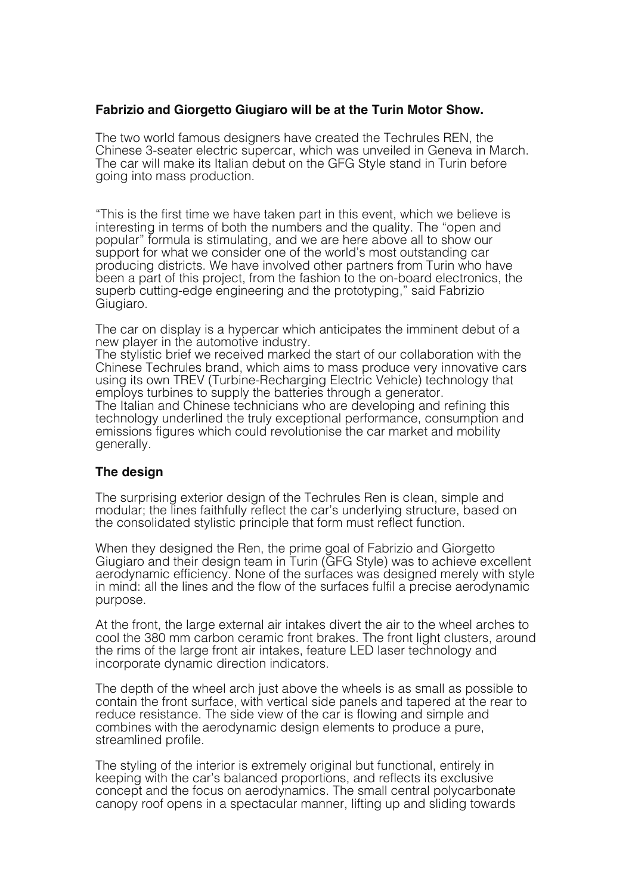**Fabrizio and Giorgetto Giugiaro will be at the Turin Motor Show.**

The two world famous designers have created the Techrules REN, the Chinese 3-seater electric supercar, which was unveiled in Geneva in March. The car will make its Italian debut on the GFG Style stand in Turin before going into mass production.

"This is the first time we have taken part in this event, which we believe is interesting in terms of both the numbers and the quality. The "open and popular" formula is stimulating, and we are here above all to show our support for what we consider one of the world's most outstanding car producing districts. We have involved other partners from Turin who have been a part of this project, from the fashion to the on-board electronics, the superb cutting-edge engineering and the prototyping," said Fabrizio Giugiaro.

The car on display is a hypercar which anticipates the imminent debut of a new player in the automotive industry.
The stylistic brief we received marked the start of our collaboration with the Chinese Techrules brand, which aims to mass produce very innovative cars using its own TREV (Turbine-Recharging Electric Vehicle) technology that employs turbines to supply the batteries through a generator.
The Italian and Chinese technicians who are developing and refining this technology underlined the truly exceptional performance, consumption and emissions figures which could revolutionise the car market and mobility generally.

**The design**

The surprising exterior design of the Techrules Ren is clean, simple and modular; the lines faithfully reflect the car's underlying structure, based on the consolidated stylistic principle that form must reflect function.

When they designed the Ren, the prime goal of Fabrizio and Giorgetto Giugiaro and their design team in Turin (GFG Style) was to achieve excellent aerodynamic efficiency. None of the surfaces was designed merely with style in mind: all the lines and the flow of the surfaces fulfil a precise aerodynamic purpose.

At the front, the large external air intakes divert the air to the wheel arches to cool the 380 mm carbon ceramic front brakes. The front light clusters, around the rims of the large front air intakes, feature LED laser technology and incorporate dynamic direction indicators.

The depth of the wheel arch just above the wheels is as small as possible to contain the front surface, with vertical side panels and tapered at the rear to reduce resistance. The side view of the car is flowing and simple and combines with the aerodynamic design elements to produce a pure, streamlined profile.

The styling of the interior is extremely original but functional, entirely in keeping with the car's balanced proportions, and reflects its exclusive concept and the focus on aerodynamics. The small central polycarbonate canopy roof opens in a spectacular manner, lifting up and sliding towards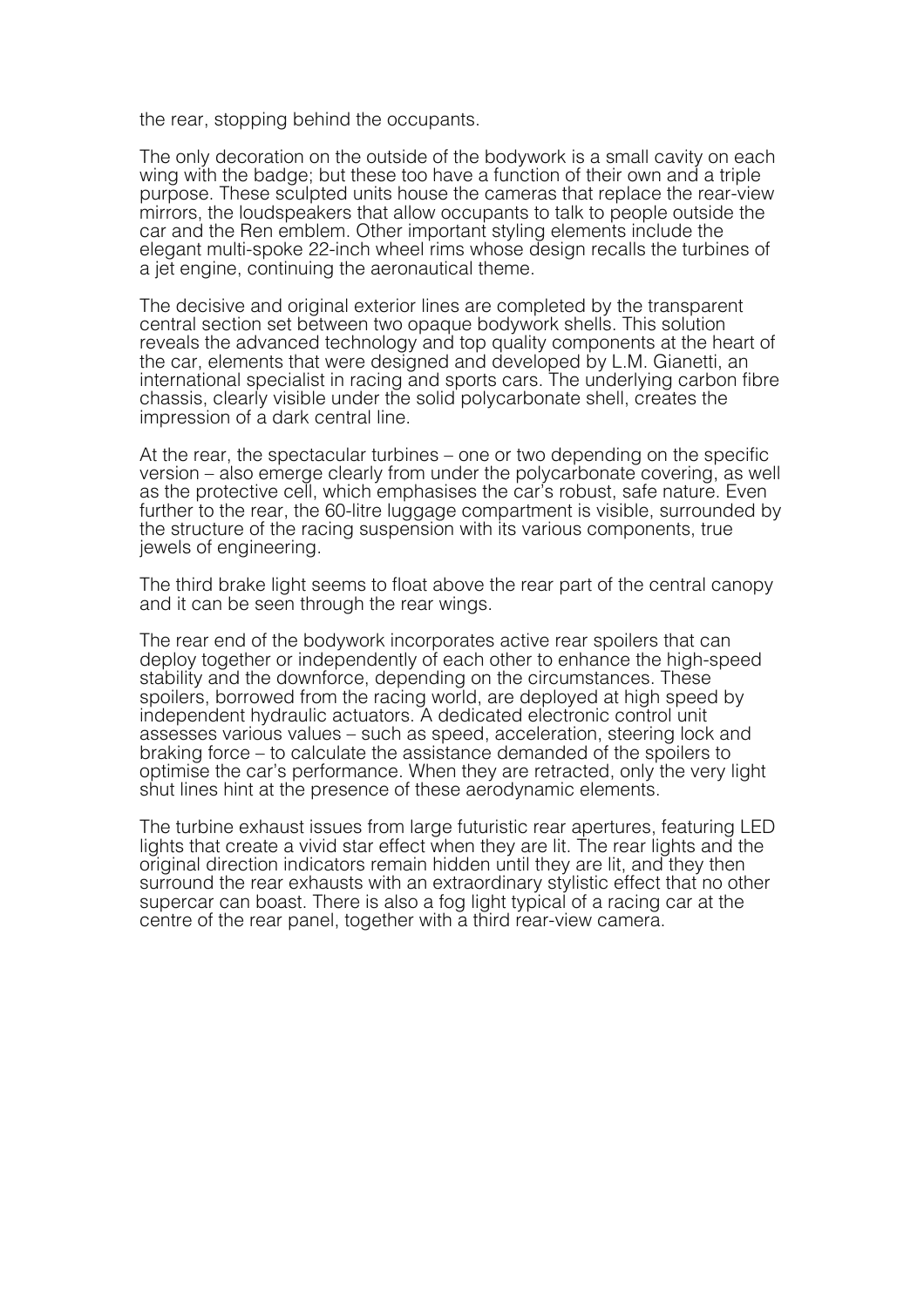the rear, stopping behind the occupants.

The only decoration on the outside of the bodywork is a small cavity on each wing with the badge; but these too have a function of their own and a triple purpose. These sculpted units house the cameras that replace the rear-view mirrors, the loudspeakers that allow occupants to talk to people outside the car and the Ren emblem. Other important styling elements include the elegant multi-spoke 22-inch wheel rims whose design recalls the turbines of a jet engine, continuing the aeronautical theme.

The decisive and original exterior lines are completed by the transparent central section set between two opaque bodywork shells. This solution reveals the advanced technology and top quality components at the heart of the car, elements that were designed and developed by L.M. Gianetti, an international specialist in racing and sports cars. The underlying carbon fibre chassis, clearly visible under the solid polycarbonate shell, creates the impression of a dark central line.

At the rear, the spectacular turbines – one or two depending on the specific version – also emerge clearly from under the polycarbonate covering, as well as the protective cell, which emphasises the car's robust, safe nature. Even further to the rear, the 60-litre luggage compartment is visible, surrounded by the structure of the racing suspension with its various components, true jewels of engineering.

The third brake light seems to float above the rear part of the central canopy and it can be seen through the rear wings.

The rear end of the bodywork incorporates active rear spoilers that can deploy together or independently of each other to enhance the high-speed stability and the downforce, depending on the circumstances. These spoilers, borrowed from the racing world, are deployed at high speed by independent hydraulic actuators. A dedicated electronic control unit assesses various values – such as speed, acceleration, steering lock and braking force – to calculate the assistance demanded of the spoilers to optimise the car's performance. When they are retracted, only the very light shut lines hint at the presence of these aerodynamic elements.

The turbine exhaust issues from large futuristic rear apertures, featuring LED lights that create a vivid star effect when they are lit. The rear lights and the original direction indicators remain hidden until they are lit, and they then surround the rear exhausts with an extraordinary stylistic effect that no other supercar can boast. There is also a fog light typical of a racing car at the centre of the rear panel, together with a third rear-view camera.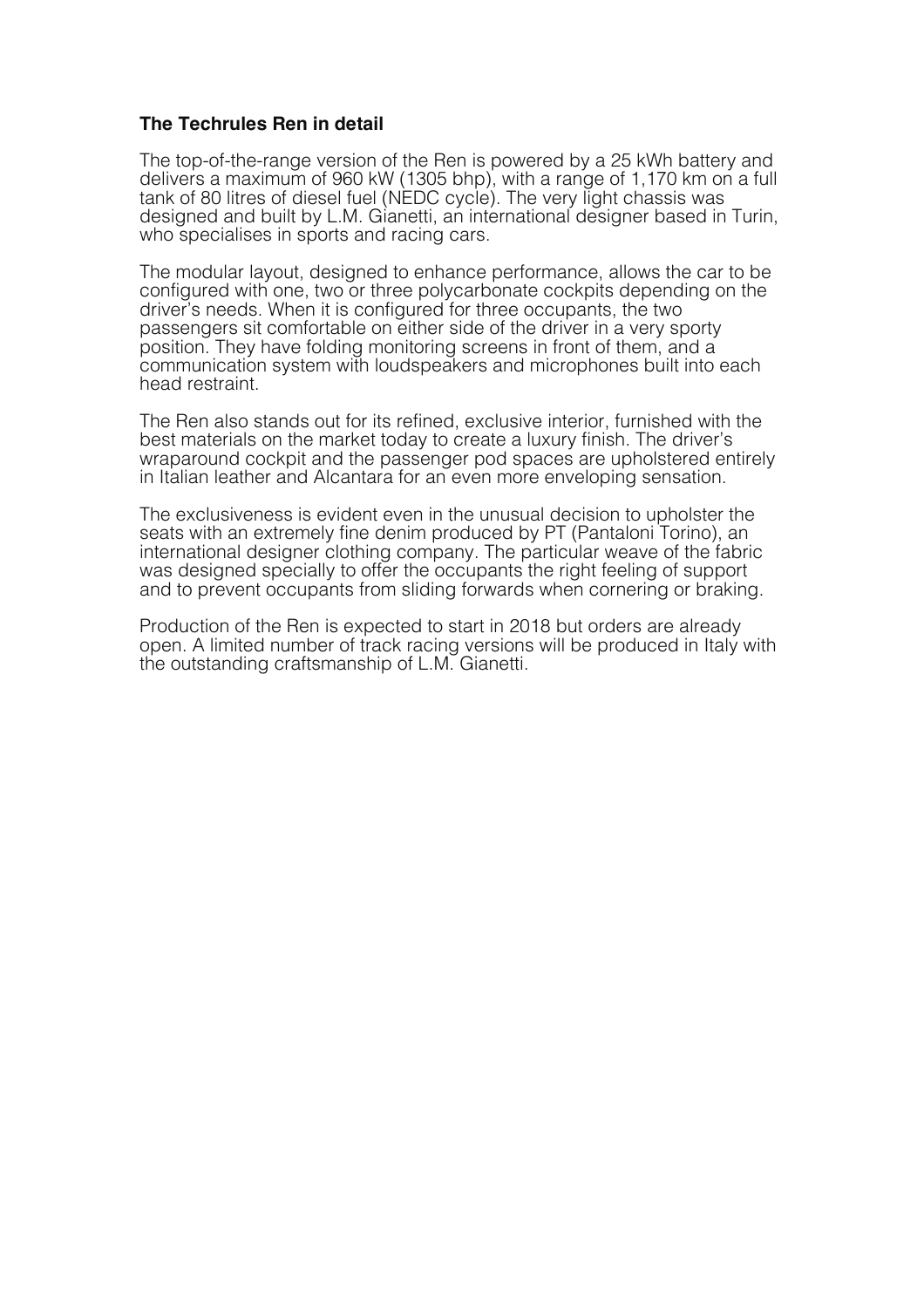**The Techrules Ren in detail**

The top-of-the-range version of the Ren is powered by a 25 kWh battery and delivers a maximum of 960 kW (1305 bhp), with a range of 1,170 km on a full tank of 80 litres of diesel fuel (NEDC cycle). The very light chassis was designed and built by L.M. Gianetti, an international designer based in Turin, who specialises in sports and racing cars.

The modular layout, designed to enhance performance, allows the car to be configured with one, two or three polycarbonate cockpits depending on the driver's needs. When it is configured for three occupants, the two passengers sit comfortable on either side of the driver in a very sporty position. They have folding monitoring screens in front of them, and a communication system with loudspeakers and microphones built into each head restraint.

The Ren also stands out for its refined, exclusive interior, furnished with the best materials on the market today to create a luxury finish. The driver's wraparound cockpit and the passenger pod spaces are upholstered entirely in Italian leather and Alcantara for an even more enveloping sensation.

The exclusiveness is evident even in the unusual decision to upholster the seats with an extremely fine denim produced by PT (Pantaloni Torino), an international designer clothing company. The particular weave of the fabric was designed specially to offer the occupants the right feeling of support and to prevent occupants from sliding forwards when cornering or braking.

Production of the Ren is expected to start in 2018 but orders are already open. A limited number of track racing versions will be produced in Italy with the outstanding craftsmanship of L.M. Gianetti.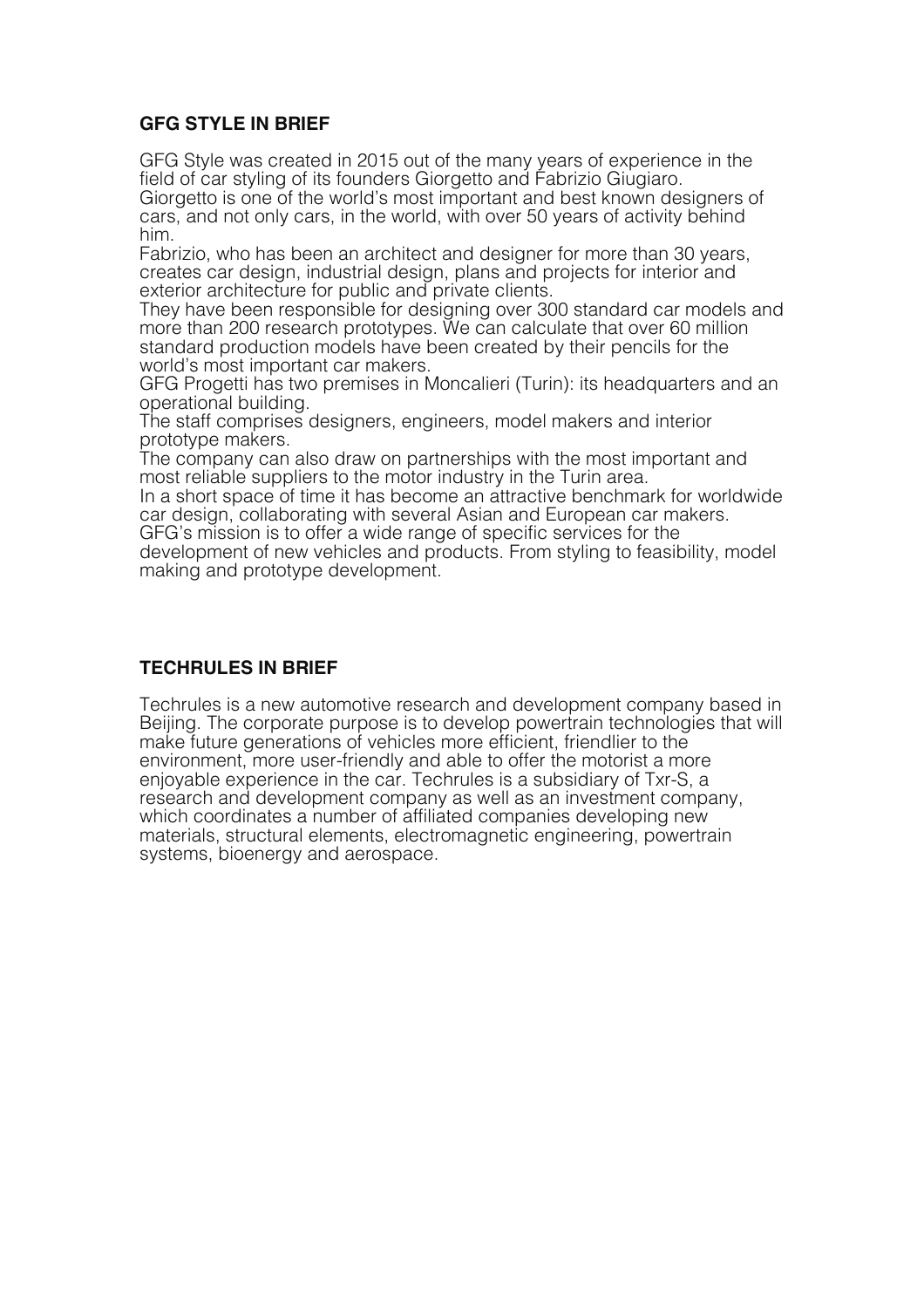## GFG STYLE IN BRIEF

GFG Style was created in 2015 out of the many years of experience in the field of car styling of its founders Giorgetto and Fabrizio Giugiaro.
Giorgetto is one of the world's most important and best known designers of cars, and not only cars, in the world, with over 50 years of activity behind him.
Fabrizio, who has been an architect and designer for more than 30 years, creates car design, industrial design, plans and projects for interior and exterior architecture for public and private clients.
They have been responsible for designing over 300 standard car models and more than 200 research prototypes. We can calculate that over 60 million standard production models have been created by their pencils for the world's most important car makers.
GFG Progetti has two premises in Moncalieri (Turin): its headquarters and an operational building.
The staff comprises designers, engineers, model makers and interior prototype makers.
The company can also draw on partnerships with the most important and most reliable suppliers to the motor industry in the Turin area.
In a short space of time it has become an attractive benchmark for worldwide car design, collaborating with several Asian and European car makers.
GFG's mission is to offer a wide range of specific services for the development of new vehicles and products. From styling to feasibility, model making and prototype development.

## TECHRULES IN BRIEF

Techrules is a new automotive research and development company based in Beijing. The corporate purpose is to develop powertrain technologies that will make future generations of vehicles more efficient, friendlier to the environment, more user-friendly and able to offer the motorist a more enjoyable experience in the car. Techrules is a subsidiary of Txr-S, a research and development company as well as an investment company, which coordinates a number of affiliated companies developing new materials, structural elements, electromagnetic engineering, powertrain systems, bioenergy and aerospace.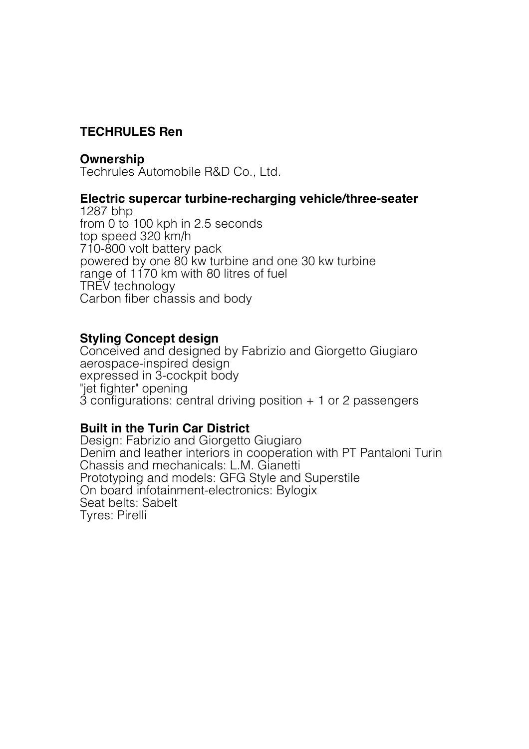## TECHRULES Ren

### Ownership

Techrules Automobile R&D Co., Ltd.

### Electric supercar turbine-recharging vehicle/three-seater

1287 bhp
from 0 to 100 kph in 2.5 seconds
top speed 320 km/h
710-800 volt battery pack
powered by one 80 kw turbine and one 30 kw turbine
range of 1170 km with 80 litres of fuel
TREV technology
Carbon fiber chassis and body

### Styling Concept design

Conceived and designed by Fabrizio and Giorgetto Giugiaro
aerospace-inspired design
expressed in 3-cockpit body
"jet fighter" opening
3 configurations: central driving position + 1 or 2 passengers

### Built in the Turin Car District

Design: Fabrizio and Giorgetto Giugiaro
Denim and leather interiors in cooperation with PT Pantaloni Turin
Chassis and mechanicals: L.M. Gianetti
Prototyping and models: GFG Style and Superstile
On board infotainment-electronics: Bylogix
Seat belts: Sabelt
Tyres: Pirelli